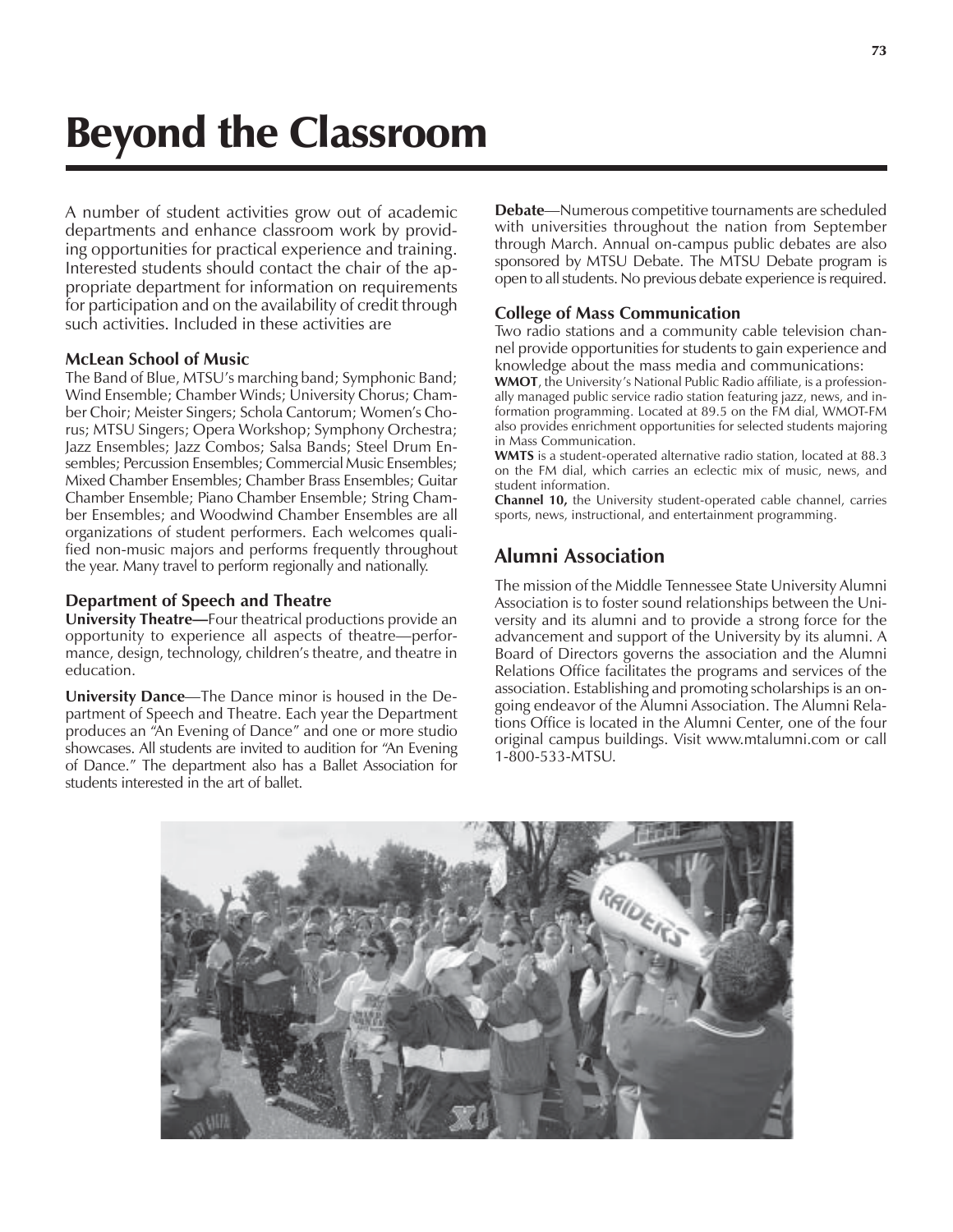# Beyond the Classroom

A number of student activities grow out of academic departments and enhance classroom work by providing opportunities for practical experience and training. Interested students should contact the chair of the appropriate department for information on requirements for participation and on the availability of credit through such activities. Included in these activities are

### McLean School of Music

The Band of Blue, MTSU's marching band; Symphonic Band; Wind Ensemble; Chamber Winds; University Chorus; Chamber Choir; Meister Singers; Schola Cantorum; Women's Chorus; MTSU Singers; Opera Workshop; Symphony Orchestra; Jazz Ensembles; Jazz Combos; Salsa Bands; Steel Drum Ensembles; Percussion Ensembles; Commercial Music Ensembles; Mixed Chamber Ensembles; Chamber Brass Ensembles; Guitar Chamber Ensemble; Piano Chamber Ensemble; String Chamber Ensembles; and Woodwind Chamber Ensembles are all organizations of student performers. Each welcomes qualified non-music majors and performs frequently throughout the year. Many travel to perform regionally and nationally.

### Department of Speech and Theatre

**University Theatre—**Four theatrical productions provide an opportunity to experience all aspects of theatre—performance, design, technology, children's theatre, and theatre in education.

**University Dance**—The Dance minor is housed in the Department of Speech and Theatre. Each year the Department produces an "An Evening of Dance" and one or more studio showcases. All students are invited to audition for "An Evening of Dance." The department also has a Ballet Association for students interested in the art of ballet.

**Debate**—Numerous competitive tournaments are scheduled with universities throughout the nation from September through March. Annual on-campus public debates are also sponsored by MTSU Debate. The MTSU Debate program is open to all students. No previous debate experience is required.

### College of Mass Communication

Two radio stations and a community cable television channel provide opportunities for students to gain experience and knowledge about the mass media and communications:

**WMOT**, the University's National Public Radio affiliate, is a professionally managed public service radio station featuring jazz, news, and information programming. Located at 89.5 on the FM dial, WMOT-FM also provides enrichment opportunities for selected students majoring in Mass Communication.

**WMTS** is a student-operated alternative radio station, located at 88.3 on the FM dial, which carries an eclectic mix of music, news, and student information.

**Channel 10,** the University student-operated cable channel, carries sports, news, instructional, and entertainment programming.

## Alumni Association

The mission of the Middle Tennessee State University Alumni Association is to foster sound relationships between the University and its alumni and to provide a strong force for the advancement and support of the University by its alumni. A Board of Directors governs the association and the Alumni Relations Office facilitates the programs and services of the association. Establishing and promoting scholarships is an ongoing endeavor of the Alumni Association. The Alumni Relations Office is located in the Alumni Center, one of the four original campus buildings. Visit www.mtalumni.com or call 1-800-533-MTSU.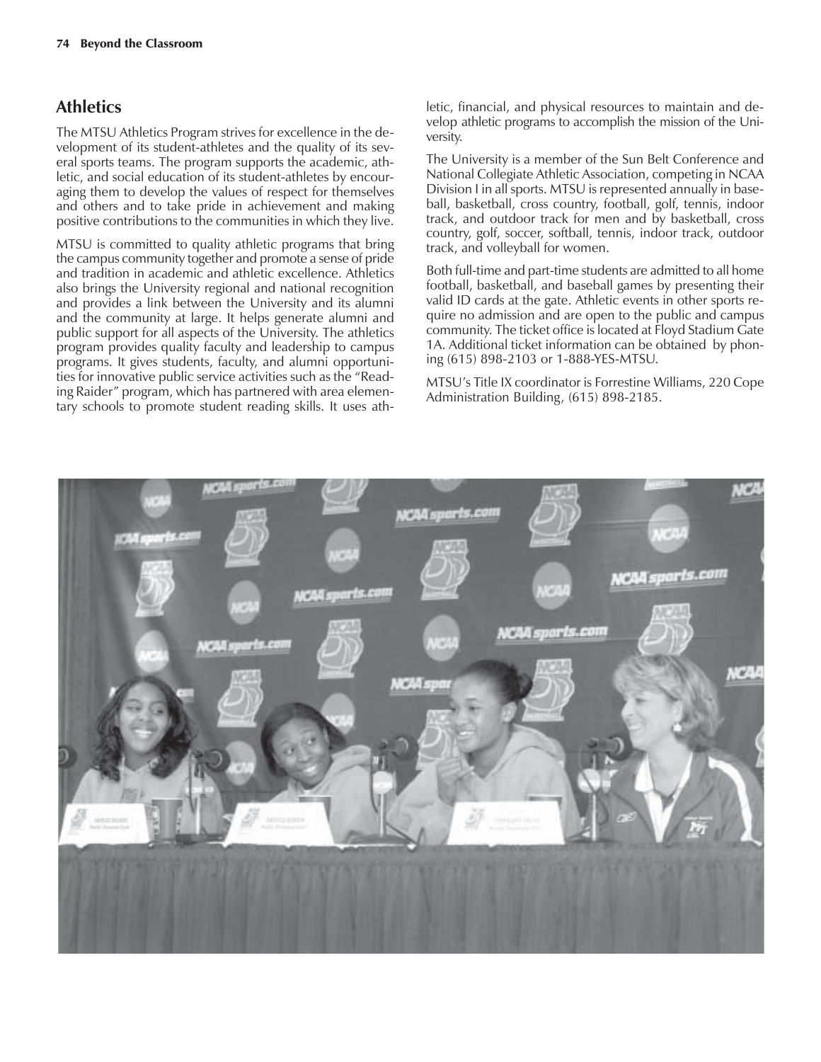## Athletics

The MTSU Athletics Program strives for excellence in the development of its student-athletes and the quality of its several sports teams. The program supports the academic, athletic, and social education of its student-athletes by encouraging them to develop the values of respect for themselves and others and to take pride in achievement and making positive contributions to the communities in which they live.

MTSU is committed to quality athletic programs that bring the campus community together and promote a sense of pride and tradition in academic and athletic excellence. Athletics also brings the University regional and national recognition and provides a link between the University and its alumni and the community at large. It helps generate alumni and public support for all aspects of the University. The athletics program provides quality faculty and leadership to campus programs. It gives students, faculty, and alumni opportunities for innovative public service activities such as the "Reading Raider" program, which has partnered with area elementary schools to promote student reading skills. It uses athletic, financial, and physical resources to maintain and develop athletic programs to accomplish the mission of the University.

The University is a member of the Sun Belt Conference and National Collegiate Athletic Association, competing in NCAA Division I in all sports. MTSU is represented annually in baseball, basketball, cross country, football, golf, tennis, indoor track, and outdoor track for men and by basketball, cross country, golf, soccer, softball, tennis, indoor track, outdoor track, and volleyball for women.

Both full-time and part-time students are admitted to all home football, basketball, and baseball games by presenting their valid ID cards at the gate. Athletic events in other sports require no admission and are open to the public and campus community. The ticket office is located at Floyd Stadium Gate 1A. Additional ticket information can be obtained by phoning (615) 898-2103 or 1-888-YES-MTSU.

MTSU's Title IX coordinator is Forrestine Williams, 220 Cope Administration Building, (615) 898-2185.